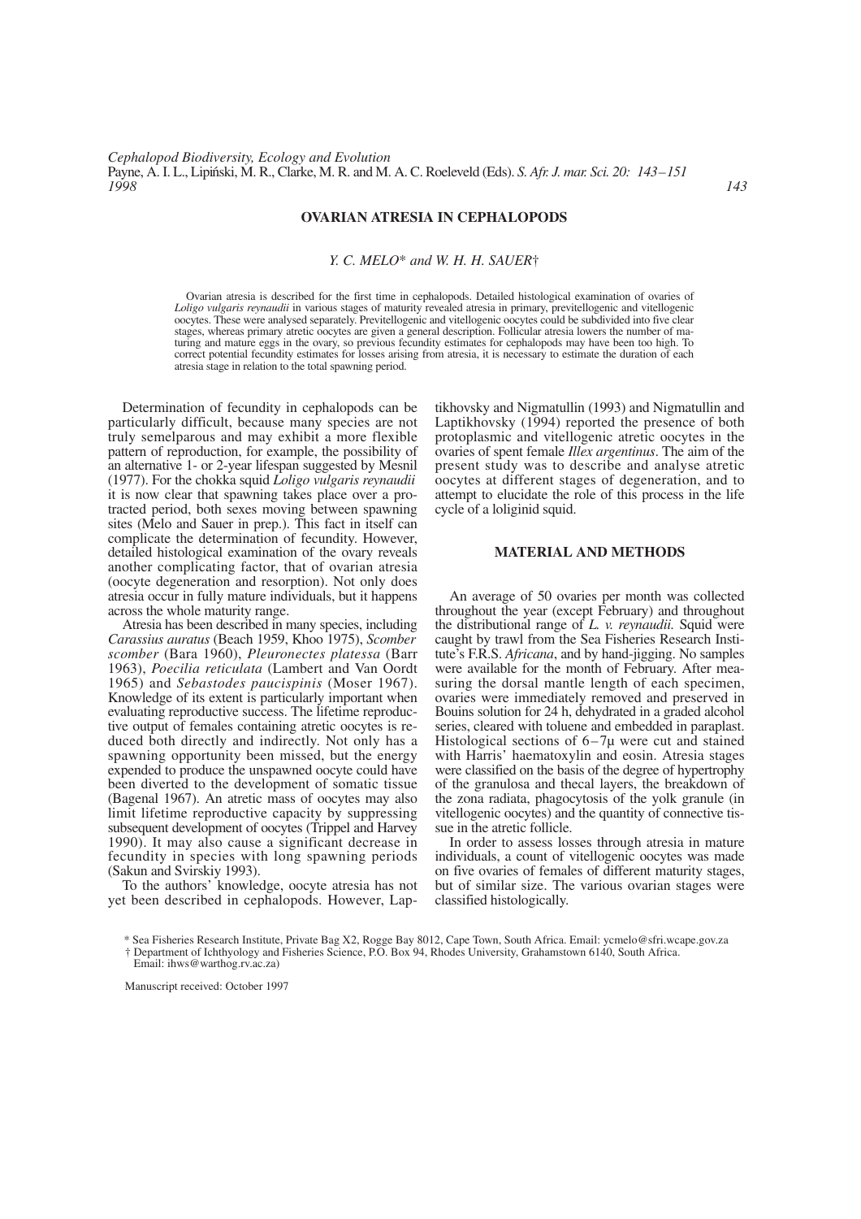*Cephalopod Biodiversity, Ecology and Evolution*
Payne, A. I. L., Lipiński, M. R., Clarke, M. R. and M. A. C. Roeleveld (Eds). *S. Afr. J. mar. Sci. 20: 143–151*
*1998*

# OVARIAN ATRESIA IN CEPHALOPODS

*Y. C. MELO\* and W. H. H. SAUER†*

Ovarian atresia is described for the first time in cephalopods. Detailed histological examination of ovaries of *Loligo vulgaris reynaudii* in various stages of maturity revealed atresia in primary, previtellogenic and vitellogenic oocytes. These were analysed separately. Previtellogenic and vitellogenic oocytes could be subdivided into five clear stages, whereas primary atretic oocytes are given a general description. Follicular atresia lowers the number of maturing and mature eggs in the ovary, so previous fecundity estimates for cephalopods may have been too high. To correct potential fecundity estimates for losses arising from atresia, it is necessary to estimate the duration of each atresia stage in relation to the total spawning period.

Determination of fecundity in cephalopods can be particularly difficult, because many species are not truly semelparous and may exhibit a more flexible pattern of reproduction, for example, the possibility of an alternative 1- or 2-year lifespan suggested by Mesnil (1977). For the chokka squid *Loligo vulgaris reynaudii* it is now clear that spawning takes place over a protracted period, both sexes moving between spawning sites (Melo and Sauer in prep.). This fact in itself can complicate the determination of fecundity. However, detailed histological examination of the ovary reveals another complicating factor, that of ovarian atresia (oocyte degeneration and resorption). Not only does atresia occur in fully mature individuals, but it happens across the whole maturity range.

Atresia has been described in many species, including *Carassius auratus* (Beach 1959, Khoo 1975), *Scomber scomber* (Bara 1960), *Pleuronectes platessa* (Barr 1963), *Poecilia reticulata* (Lambert and Van Oordt 1965) and *Sebastodes paucispinis* (Moser 1967). Knowledge of its extent is particularly important when evaluating reproductive success. The lifetime reproductive output of females containing atretic oocytes is reduced both directly and indirectly. Not only has a spawning opportunity been missed, but the energy expended to produce the unspawned oocyte could have been diverted to the development of somatic tissue (Bagenal 1967). An atretic mass of oocytes may also limit lifetime reproductive capacity by suppressing subsequent development of oocytes (Trippel and Harvey 1990). It may also cause a significant decrease in fecundity in species with long spawning periods (Sakun and Svirskiy 1993).

To the authors' knowledge, oocyte atresia has not yet been described in cephalopods. However, Laptikhovsky and Nigmatullin (1993) and Nigmatullin and Laptikhovsky (1994) reported the presence of both protoplasmic and vitellogenic atretic oocytes in the ovaries of spent female *Illex argentinus*. The aim of the present study was to describe and analyse atretic oocytes at different stages of degeneration, and to attempt to elucidate the role of this process in the life cycle of a loliginid squid.

## MATERIAL AND METHODS

An average of 50 ovaries per month was collected throughout the year (except February) and throughout the distributional range of *L. v. reynaudii.* Squid were caught by trawl from the Sea Fisheries Research Institute's F.R.S. *Africana*, and by hand-jigging. No samples were available for the month of February. After measuring the dorsal mantle length of each specimen, ovaries were immediately removed and preserved in Bouins solution for 24 h, dehydrated in a graded alcohol series, cleared with toluene and embedded in paraplast. Histological sections of 6–7μ were cut and stained with Harris' haematoxylin and eosin. Atresia stages were classified on the basis of the degree of hypertrophy of the granulosa and thecal layers, the breakdown of the zona radiata, phagocytosis of the yolk granule (in vitellogenic oocytes) and the quantity of connective tissue in the atretic follicle.

In order to assess losses through atresia in mature individuals, a count of vitellogenic oocytes was made on five ovaries of females of different maturity stages, but of similar size. The various ovarian stages were classified histologically.

\* Sea Fisheries Research Institute, Private Bag X2, Rogge Bay 8012, Cape Town, South Africa. Email: ycmelo@sfri.wcape.gov.za
† Department of Ichthyology and Fisheries Science, P.O. Box 94, Rhodes University, Grahamstown 6140, South Africa. Email: ihws@warthog.rv.ac.za)

Manuscript received: October 1997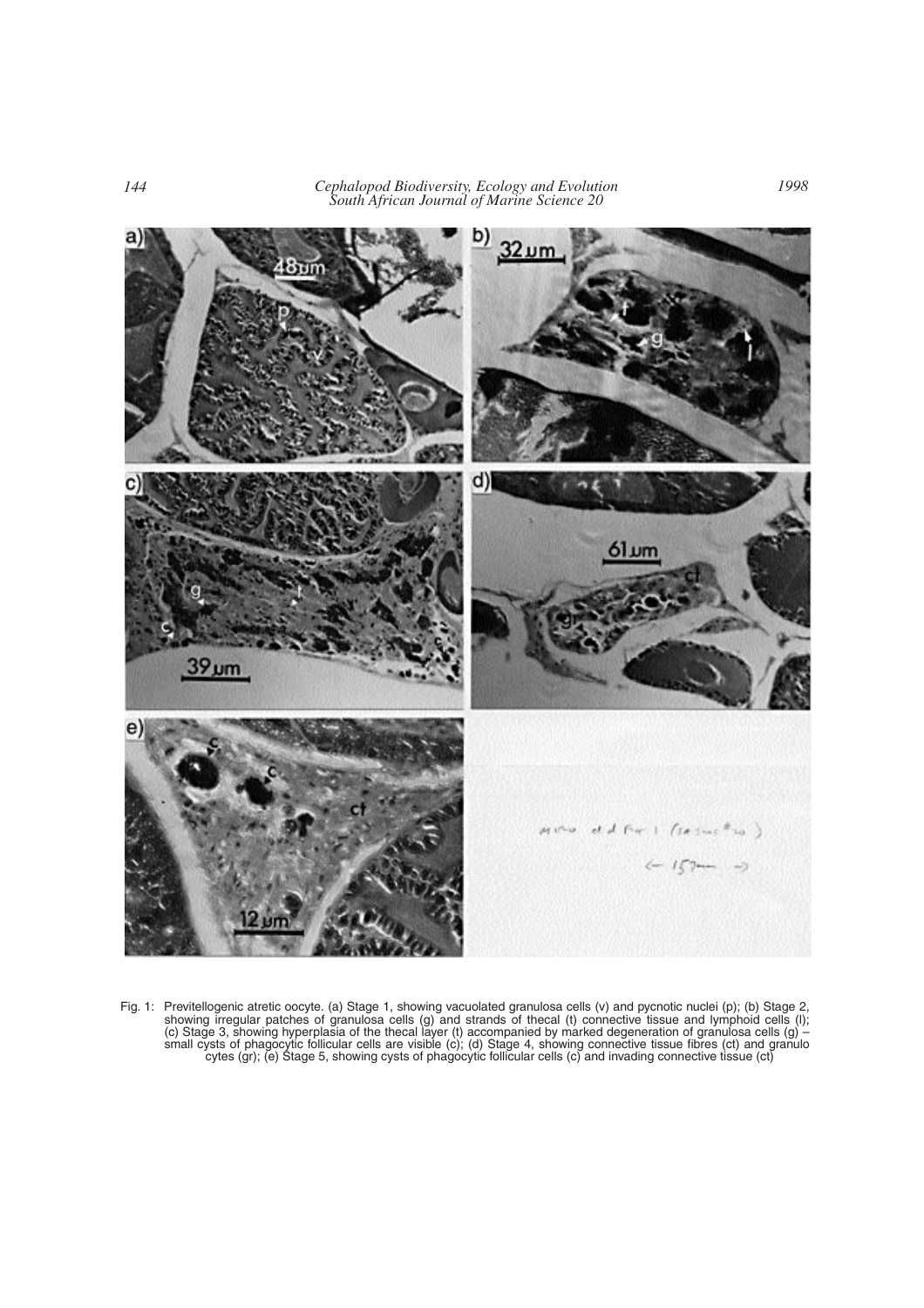Fig. 1: Previtellogenic atretic oocyte. (a) Stage 1, showing vacuolated granulosa cells (v) and pycnotic nuclei (p); (b) Stage 2, showing irregular patches of granulosa cells (g) and strands of thecal (t) connective tissue and lymphoid cells (l); (c) Stage 3, showing hyperplasia of the thecal layer (t) accompanied by marked degeneration of granulosa cells (g) – small cysts of phagocytic follicular cells are visible (c); (d) Stage 4, showing connective tissue fibres (ct) and granulo cytes (gr); (e) Stage 5, showing cysts of phagocytic follicular cells (c) and invading connective tissue (ct)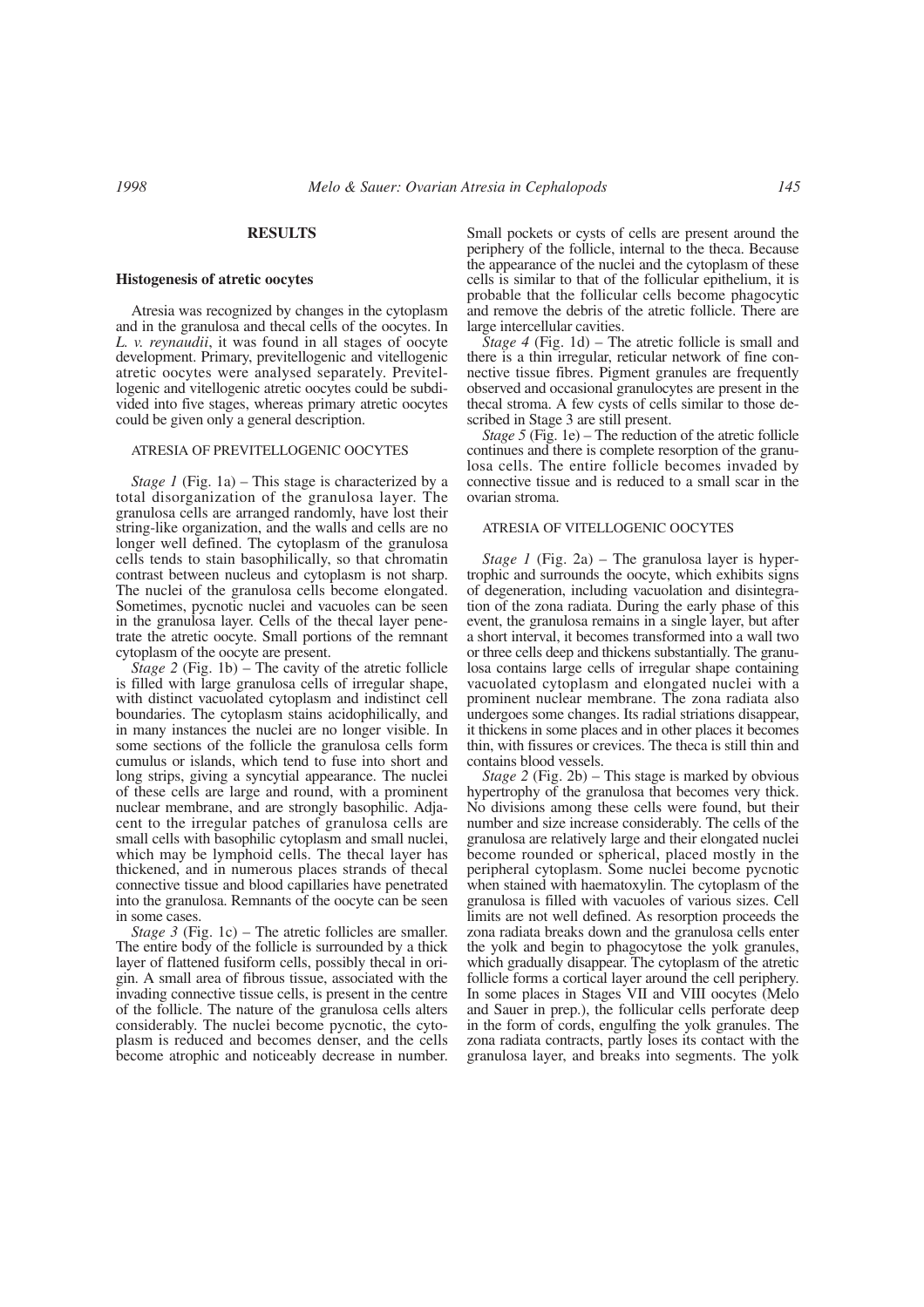## RESULTS

### Histogenesis of atretic oocytes

Atresia was recognized by changes in the cytoplasm and in the granulosa and thecal cells of the oocytes. In *L. v. reynaudii*, it was found in all stages of oocyte development. Primary, previtellogenic and vitellogenic atretic oocytes were analysed separately. Previtellogenic and vitellogenic atretic oocytes could be subdivided into five stages, whereas primary atretic oocytes could be given only a general description.

#### ATRESIA OF PREVITELLOGENIC OOCYTES

*Stage 1* (Fig. 1a) – This stage is characterized by a total disorganization of the granulosa layer. The granulosa cells are arranged randomly, have lost their string-like organization, and the walls and cells are no longer well defined. The cytoplasm of the granulosa cells tends to stain basophilically, so that chromatin contrast between nucleus and cytoplasm is not sharp. The nuclei of the granulosa cells become elongated. Sometimes, pycnotic nuclei and vacuoles can be seen in the granulosa layer. Cells of the thecal layer penetrate the atretic oocyte. Small portions of the remnant cytoplasm of the oocyte are present.

*Stage 2* (Fig. 1b) – The cavity of the atretic follicle is filled with large granulosa cells of irregular shape, with distinct vacuolated cytoplasm and indistinct cell boundaries. The cytoplasm stains acidophilically, and in many instances the nuclei are no longer visible. In some sections of the follicle the granulosa cells form cumulus or islands, which tend to fuse into short and long strips, giving a syncytial appearance. The nuclei of these cells are large and round, with a prominent nuclear membrane, and are strongly basophilic. Adjacent to the irregular patches of granulosa cells are small cells with basophilic cytoplasm and small nuclei, which may be lymphoid cells. The thecal layer has thickened, and in numerous places strands of thecal connective tissue and blood capillaries have penetrated into the granulosa. Remnants of the oocyte can be seen in some cases.

*Stage 3* (Fig. 1c) – The atretic follicles are smaller. The entire body of the follicle is surrounded by a thick layer of flattened fusiform cells, possibly thecal in origin. A small area of fibrous tissue, associated with the invading connective tissue cells, is present in the centre of the follicle. The nature of the granulosa cells alters considerably. The nuclei become pycnotic, the cytoplasm is reduced and becomes denser, and the cells become atrophic and noticeably decrease in number. Small pockets or cysts of cells are present around the periphery of the follicle, internal to the theca. Because the appearance of the nuclei and the cytoplasm of these cells is similar to that of the follicular epithelium, it is probable that the follicular cells become phagocytic and remove the debris of the atretic follicle. There are large intercellular cavities.

*Stage 4* (Fig. 1d) – The atretic follicle is small and there is a thin irregular, reticular network of fine connective tissue fibres. Pigment granules are frequently observed and occasional granulocytes are present in the thecal stroma. A few cysts of cells similar to those described in Stage 3 are still present.

*Stage 5* (Fig. 1e) – The reduction of the atretic follicle continues and there is complete resorption of the granulosa cells. The entire follicle becomes invaded by connective tissue and is reduced to a small scar in the ovarian stroma.

#### ATRESIA OF VITELLOGENIC OOCYTES

*Stage 1* (Fig. 2a) – The granulosa layer is hypertrophic and surrounds the oocyte, which exhibits signs of degeneration, including vacuolation and disintegration of the zona radiata. During the early phase of this event, the granulosa remains in a single layer, but after a short interval, it becomes transformed into a wall two or three cells deep and thickens substantially. The granulosa contains large cells of irregular shape containing vacuolated cytoplasm and elongated nuclei with a prominent nuclear membrane. The zona radiata also undergoes some changes. Its radial striations disappear, it thickens in some places and in other places it becomes thin, with fissures or crevices. The theca is still thin and contains blood vessels.

*Stage 2* (Fig. 2b) – This stage is marked by obvious hypertrophy of the granulosa that becomes very thick. No divisions among these cells were found, but their number and size increase considerably. The cells of the granulosa are relatively large and their elongated nuclei become rounded or spherical, placed mostly in the peripheral cytoplasm. Some nuclei become pycnotic when stained with haematoxylin. The cytoplasm of the granulosa is filled with vacuoles of various sizes. Cell limits are not well defined. As resorption proceeds the zona radiata breaks down and the granulosa cells enter the yolk and begin to phagocytose the yolk granules, which gradually disappear. The cytoplasm of the atretic follicle forms a cortical layer around the cell periphery. In some places in Stages VII and VIII oocytes (Melo and Sauer in prep.), the follicular cells perforate deep in the form of cords, engulfing the yolk granules. The zona radiata contracts, partly loses its contact with the granulosa layer, and breaks into segments. The yolk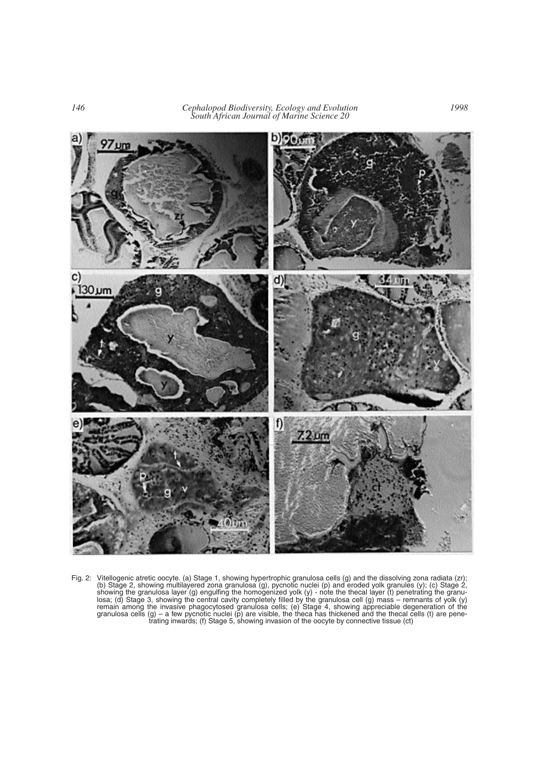Fig. 2: Vitellogenic atretic oocyte. (a) Stage 1, showing hypertrophic granulosa cells (g) and the dissolving zona radiata (zr); (b) Stage 2, showing multilayered zona granulosa (g), pycnotic nuclei (p) and eroded yolk granules (y); (c) Stage 2, showing the granulosa layer (g) engulfing the homogenized yolk (y) - note the thecal layer (t) penetrating the granulosa; (d) Stage 3, showing the central cavity completely filled by the granulosa cell (g) mass – remnants of yolk (y) remain among the invasive phagocytosed granulosa cells; (e) Stage 4, showing appreciable degeneration of the granulosa cells (g) – a few pycnotic nuclei (p) are visible, the theca has thickened and the thecal cells (t) are penetrating inwards; (f) Stage 5, showing invasion of the oocyte by connective tissue (ct)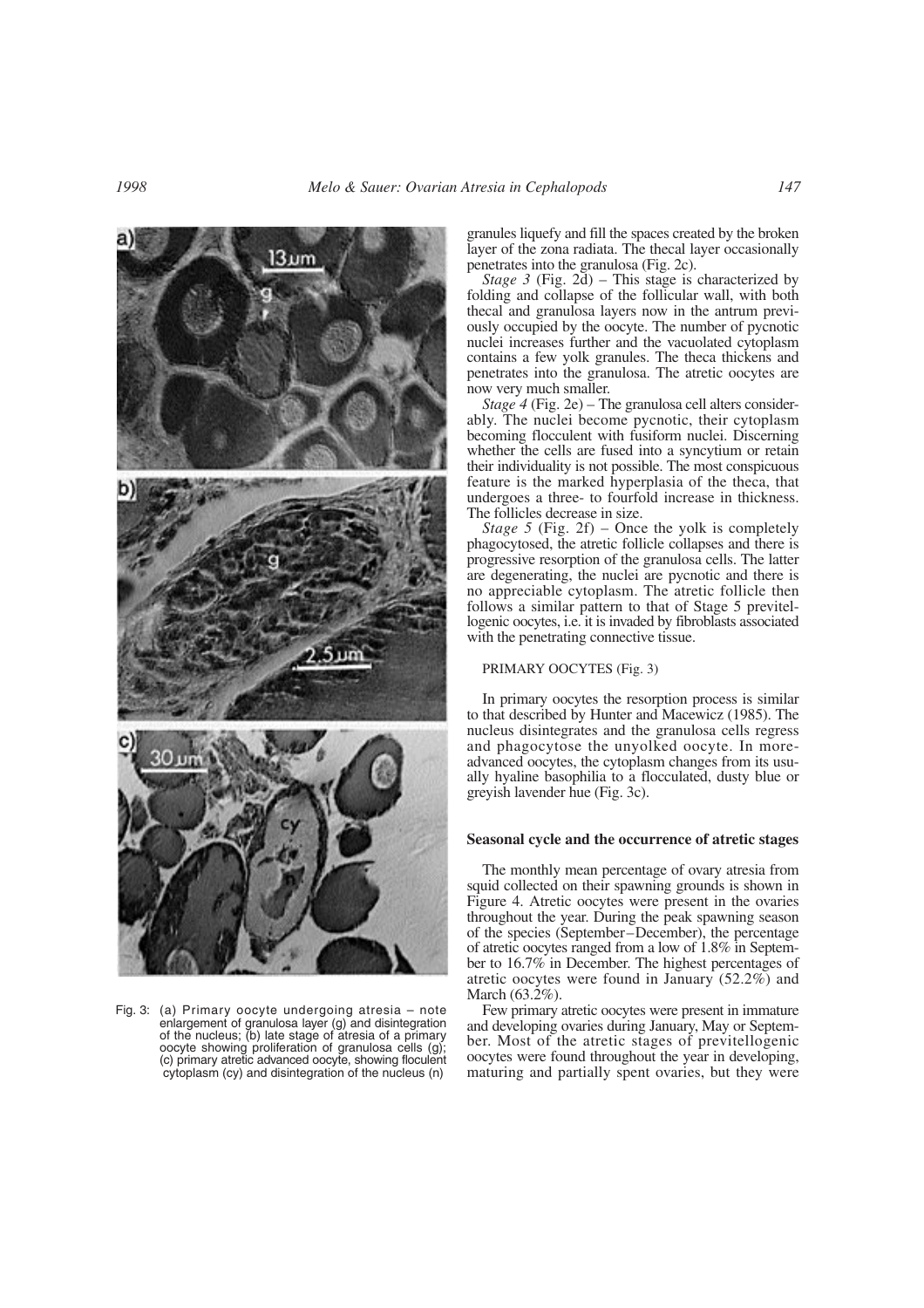Fig. 3: (a) Primary oocyte undergoing atresia – note enlargement of granulosa layer (g) and disintegration of the nucleus; (b) late stage of atresia of a primary oocyte showing proliferation of granulosa cells (g); (c) primary atretic advanced oocyte, showing floculent cytoplasm (cy) and disintegration of the nucleus (n)

granules liquefy and fill the spaces created by the broken layer of the zona radiata. The thecal layer occasionally penetrates into the granulosa (Fig. 2c).

*Stage 3* (Fig. 2d) – This stage is characterized by folding and collapse of the follicular wall, with both thecal and granulosa layers now in the antrum previously occupied by the oocyte. The number of pycnotic nuclei increases further and the vacuolated cytoplasm contains a few yolk granules. The theca thickens and penetrates into the granulosa. The atretic oocytes are now very much smaller.

*Stage 4* (Fig. 2e) – The granulosa cell alters considerably. The nuclei become pycnotic, their cytoplasm becoming flocculent with fusiform nuclei. Discerning whether the cells are fused into a syncytium or retain their individuality is not possible. The most conspicuous feature is the marked hyperplasia of the theca, that undergoes a three- to fourfold increase in thickness. The follicles decrease in size.

*Stage 5* (Fig. 2f) – Once the yolk is completely phagocytosed, the atretic follicle collapses and there is progressive resorption of the granulosa cells. The latter are degenerating, the nuclei are pycnotic and there is no appreciable cytoplasm. The atretic follicle then follows a similar pattern to that of Stage 5 previtellogenic oocytes, i.e. it is invaded by fibroblasts associated with the penetrating connective tissue.

PRIMARY OOCYTES (Fig. 3)

In primary oocytes the resorption process is similar to that described by Hunter and Macewicz (1985). The nucleus disintegrates and the granulosa cells regress and phagocytose the unyolked oocyte. In more-advanced oocytes, the cytoplasm changes from its usually hyaline basophilia to a flocculated, dusty blue or greyish lavender hue (Fig. 3c).

### Seasonal cycle and the occurrence of atretic stages

The monthly mean percentage of ovary atresia from squid collected on their spawning grounds is shown in Figure 4. Atretic oocytes were present in the ovaries throughout the year. During the peak spawning season of the species (September–December), the percentage of atretic oocytes ranged from a low of 1.8% in September to 16.7% in December. The highest percentages of atretic oocytes were found in January (52.2%) and March (63.2%).

Few primary atretic oocytes were present in immature and developing ovaries during January, May or September. Most of the atretic stages of previtellogenic oocytes were found throughout the year in developing, maturing and partially spent ovaries, but they were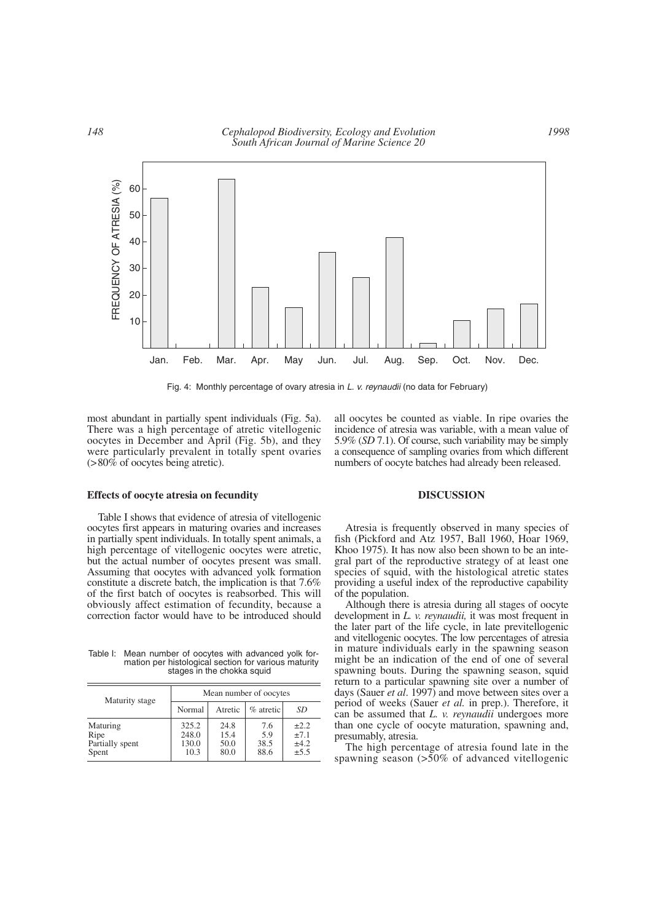Fig. 4: Monthly percentage of ovary atresia in *L. v. reynaudii* (no data for February)

most abundant in partially spent individuals (Fig. 5a). There was a high percentage of atretic vitellogenic oocytes in December and April (Fig. 5b), and they were particularly prevalent in totally spent ovaries (>80% of oocytes being atretic).

### Effects of oocyte atresia on fecundity

Table I shows that evidence of atresia of vitellogenic oocytes first appears in maturing ovaries and increases in partially spent individuals. In totally spent animals, a high percentage of vitellogenic oocytes were atretic, but the actual number of oocytes present was small. Assuming that oocytes with advanced yolk formation constitute a discrete batch, the implication is that 7.6% of the first batch of oocytes is reabsorbed. This will obviously affect estimation of fecundity, because a correction factor would have to be introduced should all oocytes be counted as viable. In ripe ovaries the incidence of atresia was variable, with a mean value of 5.9% (*SD* 7.1). Of course, such variability may be simply a consequence of sampling ovaries from which different numbers of oocyte batches had already been released.

Table I: Mean number of oocytes with advanced yolk formation per histological section for various maturity stages in the chokka squid

| Maturity stage | Mean number of oocytes | | | |
|---|---|---|---|---|
| | Normal | Atretic | % atretic | *SD* |
| Maturing | 325.2 | 24.8 | 7.6 | ±2.2 |
| Ripe | 248.0 | 15.4 | 5.9 | ±7.1 |
| Partially spent | 130.0 | 50.0 | 38.5 | ±4.2 |
| Spent | 10.3 | 80.0 | 88.6 | ±5.5 |

## DISCUSSION

Atresia is frequently observed in many species of fish (Pickford and Atz 1957, Ball 1960, Hoar 1969, Khoo 1975). It has now also been shown to be an integral part of the reproductive strategy of at least one species of squid, with the histological atretic states providing a useful index of the reproductive capability of the population.

Although there is atresia during all stages of oocyte development in *L. v. reynaudii,* it was most frequent in the later part of the life cycle, in late previtellogenic and vitellogenic oocytes. The low percentages of atresia in mature individuals early in the spawning season might be an indication of the end of one of several spawning bouts. During the spawning season, squid return to a particular spawning site over a number of days (Sauer *et al*. 1997) and move between sites over a period of weeks (Sauer *et al.* in prep.). Therefore, it can be assumed that *L. v. reynaudii* undergoes more than one cycle of oocyte maturation, spawning and, presumably, atresia.

The high percentage of atresia found late in the spawning season (>50% of advanced vitellogenic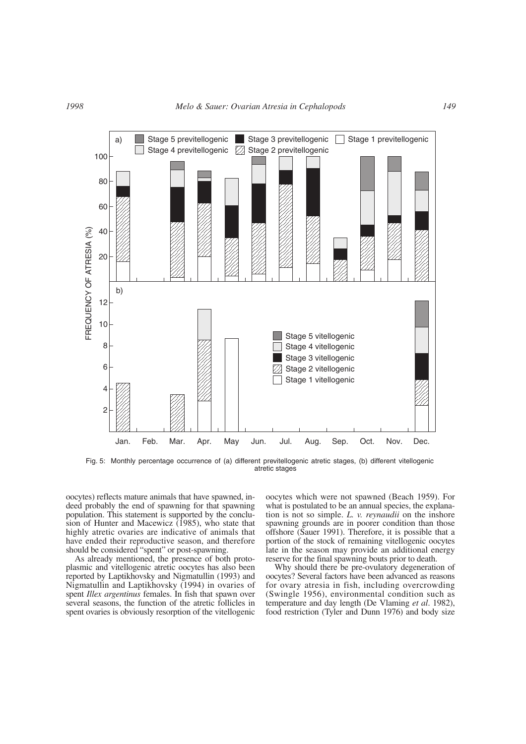Fig. 5: Monthly percentage occurrence of (a) different previtellogenic atretic stages, (b) different vitellogenic atretic stages

oocytes) reflects mature animals that have spawned, indeed probably the end of spawning for that spawning population. This statement is supported by the conclusion of Hunter and Macewicz (1985), who state that highly atretic ovaries are indicative of animals that have ended their reproductive season, and therefore should be considered "spent" or post-spawning.

As already mentioned, the presence of both protoplasmic and vitellogenic atretic oocytes has also been reported by Laptikhovsky and Nigmatullin (1993) and Nigmatullin and Laptikhovsky (1994) in ovaries of spent *Illex argentinus* females. In fish that spawn over several seasons, the function of the atretic follicles in spent ovaries is obviously resorption of the vitellogenic oocytes which were not spawned (Beach 1959). For what is postulated to be an annual species, the explanation is not so simple. *L. v. reynaudii* on the inshore spawning grounds are in poorer condition than those offshore (Sauer 1991). Therefore, it is possible that a portion of the stock of remaining vitellogenic oocytes late in the season may provide an additional energy reserve for the final spawning bouts prior to death.

Why should there be pre-ovulatory degeneration of oocytes? Several factors have been advanced as reasons for ovary atresia in fish, including overcrowding (Swingle 1956), environmental condition such as temperature and day length (De Vlaming *et al*. 1982), food restriction (Tyler and Dunn 1976) and body size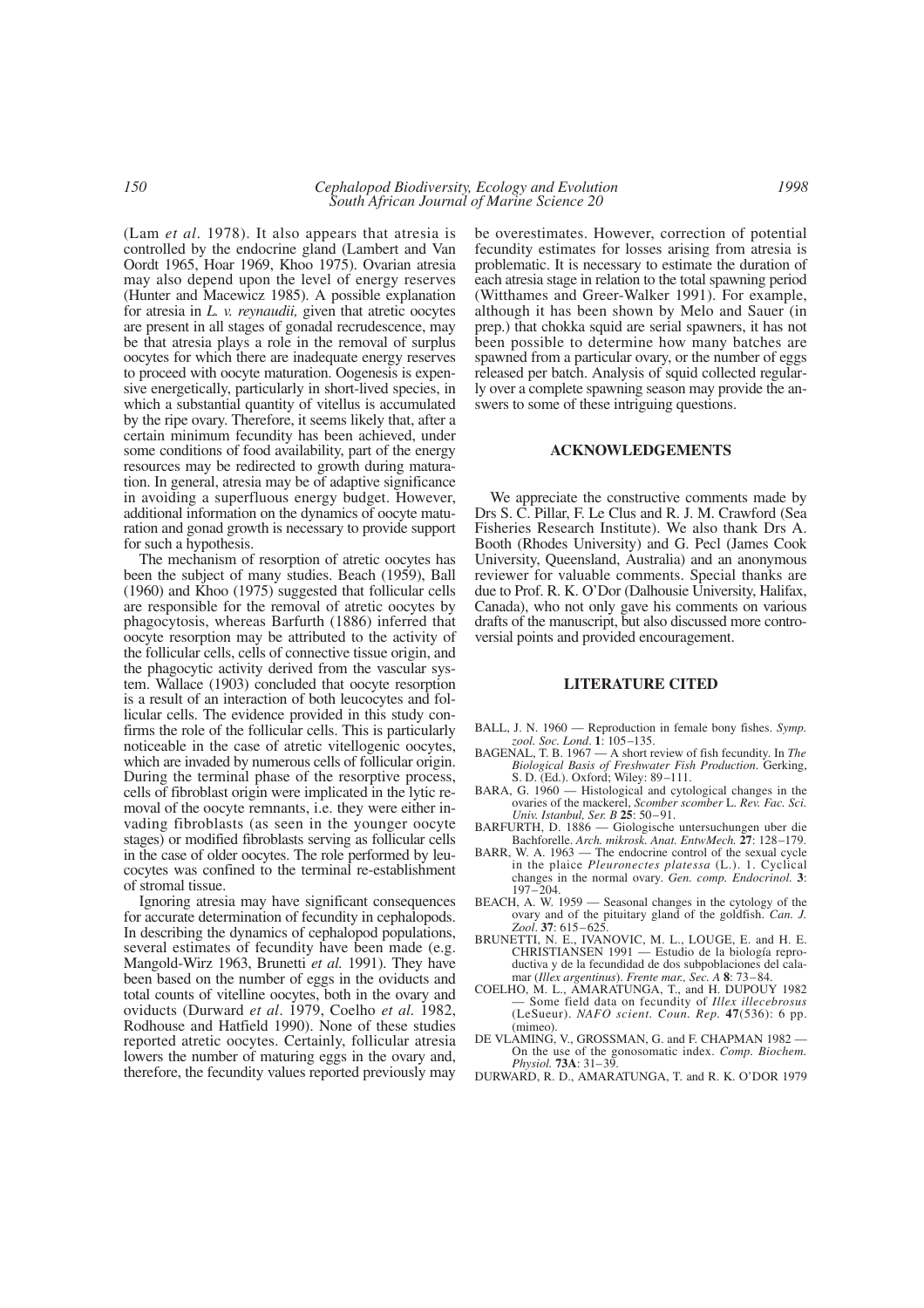(Lam *et al*. 1978). It also appears that atresia is controlled by the endocrine gland (Lambert and Van Oordt 1965, Hoar 1969, Khoo 1975). Ovarian atresia may also depend upon the level of energy reserves (Hunter and Macewicz 1985). A possible explanation for atresia in *L. v. reynaudii,* given that atretic oocytes are present in all stages of gonadal recrudescence, may be that atresia plays a role in the removal of surplus oocytes for which there are inadequate energy reserves to proceed with oocyte maturation. Oogenesis is expensive energetically, particularly in short-lived species, in which a substantial quantity of vitellus is accumulated by the ripe ovary. Therefore, it seems likely that, after a certain minimum fecundity has been achieved, under some conditions of food availability, part of the energy resources may be redirected to growth during maturation. In general, atresia may be of adaptive significance in avoiding a superfluous energy budget. However, additional information on the dynamics of oocyte maturation and gonad growth is necessary to provide support for such a hypothesis.

The mechanism of resorption of atretic oocytes has been the subject of many studies. Beach (1959), Ball (1960) and Khoo (1975) suggested that follicular cells are responsible for the removal of atretic oocytes by phagocytosis, whereas Barfurth (1886) inferred that oocyte resorption may be attributed to the activity of the follicular cells, cells of connective tissue origin, and the phagocytic activity derived from the vascular system. Wallace (1903) concluded that oocyte resorption is a result of an interaction of both leucocytes and follicular cells. The evidence provided in this study confirms the role of the follicular cells. This is particularly noticeable in the case of atretic vitellogenic oocytes, which are invaded by numerous cells of follicular origin. During the terminal phase of the resorptive process, cells of fibroblast origin were implicated in the lytic removal of the oocyte remnants, i.e. they were either invading fibroblasts (as seen in the younger oocyte stages) or modified fibroblasts serving as follicular cells in the case of older oocytes. The role performed by leucocytes was confined to the terminal re-establishment of stromal tissue.

Ignoring atresia may have significant consequences for accurate determination of fecundity in cephalopods. In describing the dynamics of cephalopod populations, several estimates of fecundity have been made (e.g. Mangold-Wirz 1963, Brunetti *et al.* 1991). They have been based on the number of eggs in the oviducts and total counts of vitelline oocytes, both in the ovary and oviducts (Durward *et al*. 1979, Coelho *et al*. 1982, Rodhouse and Hatfield 1990). None of these studies reported atretic oocytes. Certainly, follicular atresia lowers the number of maturing eggs in the ovary and, therefore, the fecundity values reported previously may be overestimates. However, correction of potential fecundity estimates for losses arising from atresia is problematic. It is necessary to estimate the duration of each atresia stage in relation to the total spawning period (Witthames and Greer-Walker 1991). For example, although it has been shown by Melo and Sauer (in prep.) that chokka squid are serial spawners, it has not been possible to determine how many batches are spawned from a particular ovary, or the number of eggs released per batch. Analysis of squid collected regularly over a complete spawning season may provide the answers to some of these intriguing questions.

## ACKNOWLEDGEMENTS

We appreciate the constructive comments made by Drs S. C. Pillar, F. Le Clus and R. J. M. Crawford (Sea Fisheries Research Institute). We also thank Drs A. Booth (Rhodes University) and G. Pecl (James Cook University, Queensland, Australia) and an anonymous reviewer for valuable comments. Special thanks are due to Prof. R. K. O'Dor (Dalhousie University, Halifax, Canada), who not only gave his comments on various drafts of the manuscript, but also discussed more controversial points and provided encouragement.

## LITERATURE CITED

BALL, J. N. 1960 — Reproduction in female bony fishes. *Symp. zool. Soc. Lond*. **1**: 105–135.

BAGENAL, T. B. 1967 — A short review of fish fecundity. In *The Biological Basis of Freshwater Fish Production*. Gerking, S. D. (Ed.). Oxford; Wiley: 89–111.

BARA, G. 1960 — Histological and cytological changes in the ovaries of the mackerel, *Scomber scomber* L. *Rev. Fac. Sci. Univ. Istanbul, Ser. B* **25**: 50–91.

BARFURTH, D. 1886 — Giologische untersuchungen uber die Bachforelle. *Arch. mikrosk. Anat. EntwMech.* **27**: 128–179.

BARR, W. A. 1963 — The endocrine control of the sexual cycle in the plaice *Pleuronectes platessa* (L.). 1. Cyclical changes in the normal ovary. *Gen. comp. Endocrinol.* **3**: 197–204.

BEACH, A. W. 1959 — Seasonal changes in the cytology of the ovary and of the pituitary gland of the goldfish. *Can. J. Zool*. **37**: 615–625.

BRUNETTI, N. E., IVANOVIC, M. L., LOUGE, E. and H. E. CHRISTIANSEN 1991 — Estudio de la biología reproductiva y de la fecundidad de dos subpoblaciones del calamar (*Illex argentinus*). *Frente mar., Sec. A* **8**: 73–84.

COELHO, M. L., AMARATUNGA, T., and H. DUPOUY 1982 — Some field data on fecundity of *Illex illecebrosus* (LeSueur). *NAFO scient. Coun. Rep.* **47**(536): 6 pp. (mimeo).

DE VLAMING, V., GROSSMAN, G. and F. CHAPMAN 1982 — On the use of the gonosomatic index. *Comp. Biochem. Physiol.* **73A**: 31–39.

DURWARD, R. D., AMARATUNGA, T. and R. K. O'DOR 1979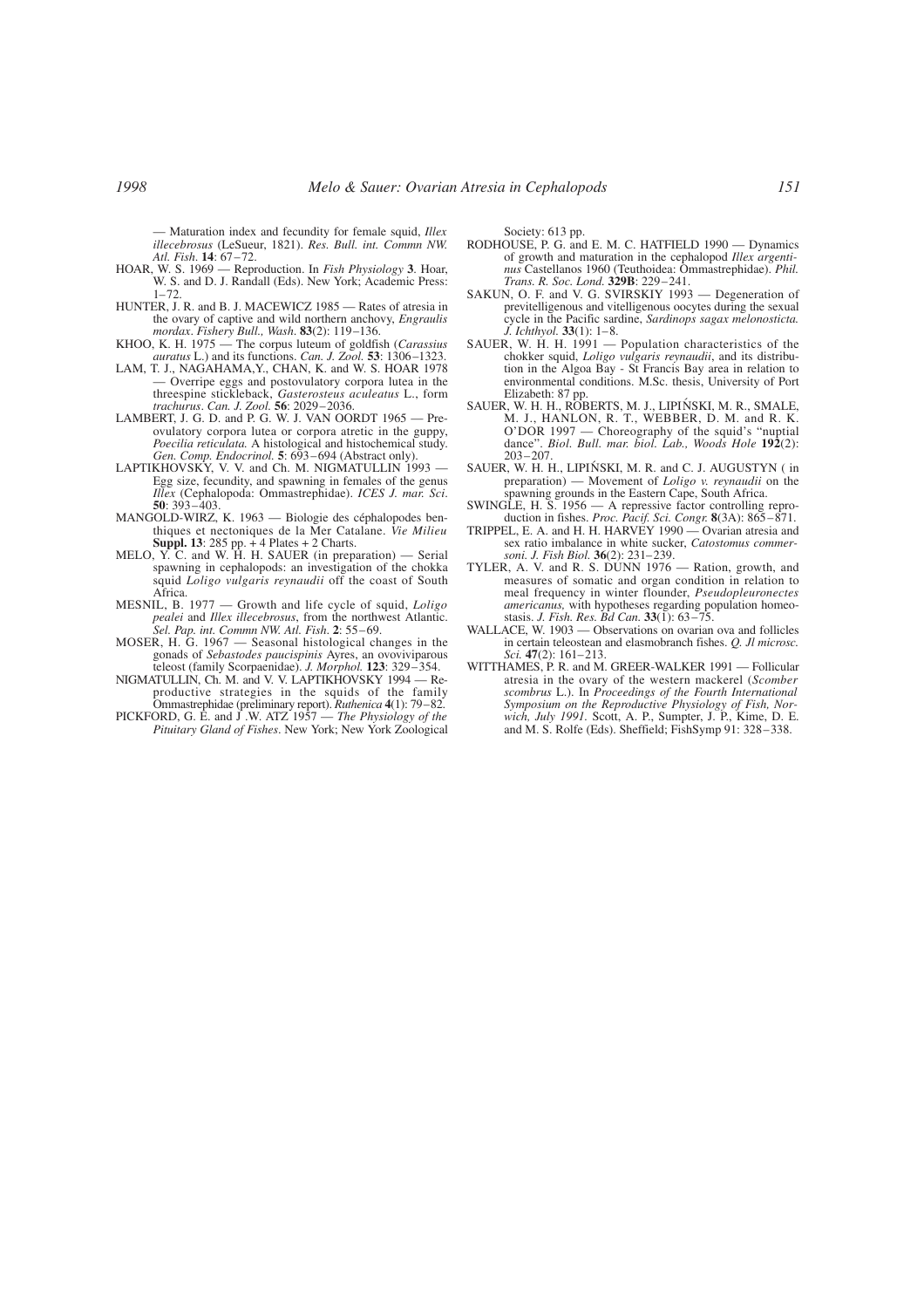— Maturation index and fecundity for female squid, *Illex illecebrosus* (LeSueur, 1821). *Res. Bull. int. Commn NW. Atl. Fish*. **14**: 67–72.

HOAR, W. S. 1969 — Reproduction. In *Fish Physiology* **3**. Hoar, W. S. and D. J. Randall (Eds). New York; Academic Press: 1–72.

HUNTER, J. R. and B. J. MACEWICZ 1985 — Rates of atresia in the ovary of captive and wild northern anchovy, *Engraulis mordax*. *Fishery Bull., Wash*. **83**(2): 119–136.

KHOO, K. H. 1975 — The corpus luteum of goldfish (*Carassius auratus* L.) and its functions. *Can. J. Zool.* **53**: 1306–1323.

LAM, T. J., NAGAHAMA,Y., CHAN, K. and W. S. HOAR 1978 — Overripe eggs and postovulatory corpora lutea in the threespine stickleback, *Gasterosteus aculeatus* L., form *trachurus*. *Can. J. Zool.* **56**: 2029–2036.

LAMBERT, J. G. D. and P. G. W. J. VAN OORDT 1965 — Preovulatory corpora lutea or corpora atretic in the guppy, *Poecilia reticulata.* A histological and histochemical study. *Gen. Comp. Endocrinol.* **5**: 693–694 (Abstract only).

LAPTIKHOVSKY, V. V. and Ch. M. NIGMATULLIN 1993 — Egg size, fecundity, and spawning in females of the genus *Illex* (Cephalopoda: Ommastrephidae). *ICES J. mar. Sci*. **50**: 393–403.

MANGOLD-WIRZ, K. 1963 — Biologie des céphalopodes benthiques et nectoniques de la Mer Catalane. *Vie Milieu* **Suppl. 13**: 285 pp. + 4 Plates + 2 Charts.

MELO, Y. C. and W. H. H. SAUER (in preparation) — Serial spawning in cephalopods: an investigation of the chokka squid *Loligo vulgaris reynaudii* off the coast of South Africa.

MESNIL, B. 1977 — Growth and life cycle of squid, *Loligo pealei* and *Illex illecebrosus*, from the northwest Atlantic. *Sel. Pap. int. Commn NW. Atl. Fish*. **2**: 55–69.

MOSER, H. G. 1967 — Seasonal histological changes in the gonads of *Sebastodes paucispinis* Ayres, an ovoviviparous teleost (family Scorpaenidae). *J. Morphol.* **123**: 329–354.

NIGMATULLIN, Ch. M. and V. V. LAPTIKHOVSKY 1994 — Reproductive strategies in the squids of the family Ommastrephidae (preliminary report). *Ruthenica* **4**(1): 79–82.

PICKFORD, G. E. and J .W. ATZ 1957 — *The Physiology of the Pituitary Gland of Fishes*. New York; New York Zoological Society: 613 pp.

RODHOUSE, P. G. and E. M. C. HATFIELD 1990 — Dynamics of growth and maturation in the cephalopod *Illex argentinus* Castellanos 1960 (Teuthoidea: Ommastrephidae). *Phil. Trans. R. Soc. Lond.* **329B**: 229–241.

SAKUN, O. F. and V. G. SVIRSKIY 1993 — Degeneration of previtelligenous and vitelligenous oocytes during the sexual cycle in the Pacific sardine, *Sardinops sagax melonosticta. J. Ichthyol.* **33**(1): 1–8.

SAUER, W. H. H. 1991 — Population characteristics of the chokker squid, *Loligo vulgaris reynaudii*, and its distribution in the Algoa Bay - St Francis Bay area in relation to environmental conditions. M.Sc. thesis, University of Port Elizabeth: 87 pp.

SAUER, W. H. H., ROBERTS, M. J., LIPIŃSKI, M. R., SMALE, M. J., HANLON, R. T., WEBBER, D. M. and R. K. O'DOR 1997 — Choreography of the squid's "nuptial dance". *Biol. Bull. mar. biol. Lab., Woods Hole* **192**(2): 203–207.

SAUER, W. H. H., LIPIŃSKI, M. R. and C. J. AUGUSTYN ( in preparation) — Movement of *Loligo v. reynaudii* on the spawning grounds in the Eastern Cape, South Africa.

SWINGLE, H. S. 1956 — A repressive factor controlling reproduction in fishes. *Proc. Pacif. Sci. Congr.* **8**(3A): 865–871.

TRIPPEL, E. A. and H. H. HARVEY 1990 — Ovarian atresia and sex ratio imbalance in white sucker, *Catostomus commersoni. J. Fish Biol.* **36**(2): 231–239.

TYLER, A. V. and R. S. DUNN 1976 — Ration, growth, and measures of somatic and organ condition in relation to meal frequency in winter flounder, *Pseudopleuronectes americanus,* with hypotheses regarding population homeostasis. *J. Fish. Res. Bd Can.* **33**(1): 63–75.

WALLACE, W. 1903 — Observations on ovarian ova and follicles in certain teleostean and elasmobranch fishes. *Q. Jl microsc. Sci.* **47**(2): 161–213.

WITTHAMES, P. R. and M. GREER-WALKER 1991 — Follicular atresia in the ovary of the western mackerel (*Scomber scombrus* L.). In *Proceedings of the Fourth International Symposium on the Reproductive Physiology of Fish, Norwich, July 1991.* Scott, A. P., Sumpter, J. P., Kime, D. E. and M. S. Rolfe (Eds). Sheffield; FishSymp 91: 328–338.